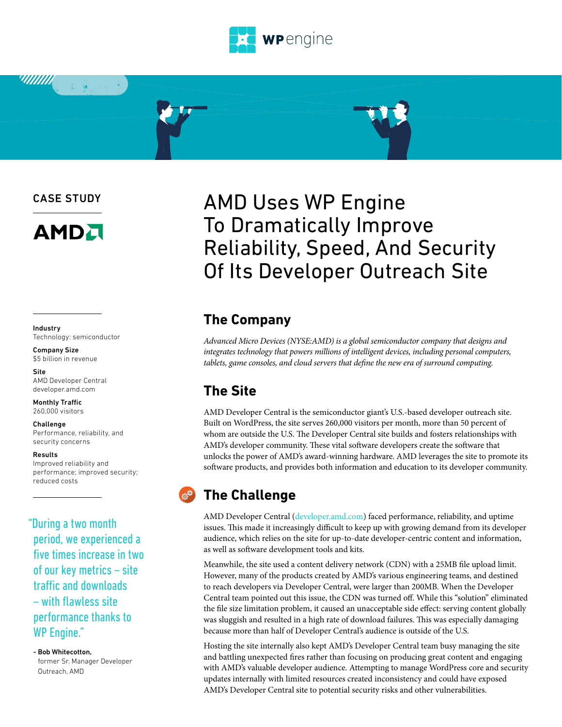CASE STUDY

AMD

# AMD Uses WP Engine To Dramatically Improve Reliability, Speed, And Security Of Its Developer Outreach Site

**Industry**
Technology: semiconductor

**Company Size**
$5 billion in revenue

**Site**
AMD Developer Central
developer.amd.com

**Monthly Traffic**
260,000 visitors

**Challenge**
Performance, reliability, and security concerns

**Results**
Improved reliability and performance; improved security; reduced costs

> "During a two month period, we experienced a five times increase in two of our key metrics – site traffic and downloads – with flawless site performance thanks to WP Engine."
>
> – Bob Whitecotton, former Sr. Manager Developer Outreach, AMD

## The Company

*Advanced Micro Devices (NYSE:AMD) is a global semiconductor company that designs and integrates technology that powers millions of intelligent devices, including personal computers, tablets, game consoles, and cloud servers that define the new era of surround computing.*

## The Site

AMD Developer Central is the semiconductor giant's U.S.-based developer outreach site. Built on WordPress, the site serves 260,000 visitors per month, more than 50 percent of whom are outside the U.S. The Developer Central site builds and fosters relationships with AMD's developer community. These vital software developers create the software that unlocks the power of AMD's award-winning hardware. AMD leverages the site to promote its software products, and provides both information and education to its developer community.

## The Challenge

AMD Developer Central (developer.amd.com) faced performance, reliability, and uptime issues. This made it increasingly difficult to keep up with growing demand from its developer audience, which relies on the site for up-to-date developer-centric content and information, as well as software development tools and kits.

Meanwhile, the site used a content delivery network (CDN) with a 25MB file upload limit. However, many of the products created by AMD's various engineering teams, and destined to reach developers via Developer Central, were larger than 200MB. When the Developer Central team pointed out this issue, the CDN was turned off. While this "solution" eliminated the file size limitation problem, it caused an unacceptable side effect: serving content globally was sluggish and resulted in a high rate of download failures. This was especially damaging because more than half of Developer Central's audience is outside of the U.S.

Hosting the site internally also kept AMD's Developer Central team busy managing the site and battling unexpected fires rather than focusing on producing great content and engaging with AMD's valuable developer audience. Attempting to manage WordPress core and security updates internally with limited resources created inconsistency and could have exposed AMD's Developer Central site to potential security risks and other vulnerabilities.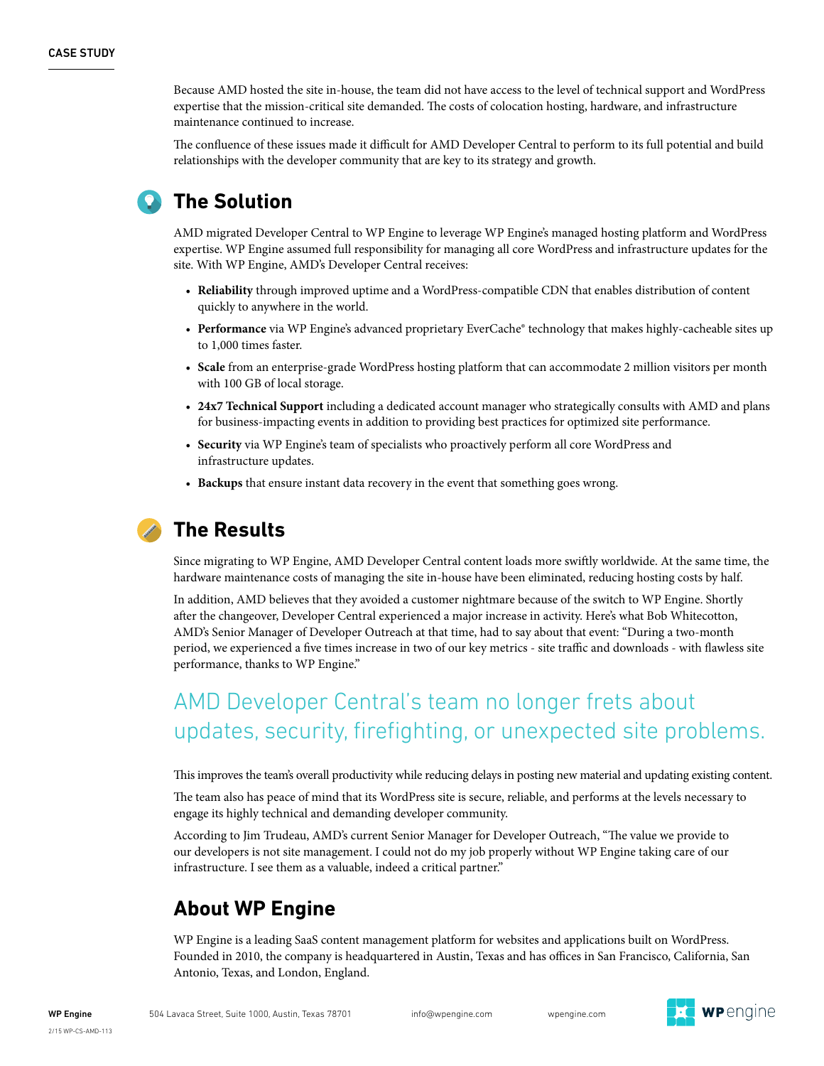Because AMD hosted the site in-house, the team did not have access to the level of technical support and WordPress expertise that the mission-critical site demanded. The costs of colocation hosting, hardware, and infrastructure maintenance continued to increase.

The confluence of these issues made it difficult for AMD Developer Central to perform to its full potential and build relationships with the developer community that are key to its strategy and growth.

## The Solution

AMD migrated Developer Central to WP Engine to leverage WP Engine's managed hosting platform and WordPress expertise. WP Engine assumed full responsibility for managing all core WordPress and infrastructure updates for the site. With WP Engine, AMD's Developer Central receives:

- **Reliability** through improved uptime and a WordPress-compatible CDN that enables distribution of content quickly to anywhere in the world.
- **Performance** via WP Engine's advanced proprietary EverCache® technology that makes highly-cacheable sites up to 1,000 times faster.
- **Scale** from an enterprise-grade WordPress hosting platform that can accommodate 2 million visitors per month with 100 GB of local storage.
- **24x7 Technical Support** including a dedicated account manager who strategically consults with AMD and plans for business-impacting events in addition to providing best practices for optimized site performance.
- **Security** via WP Engine's team of specialists who proactively perform all core WordPress and infrastructure updates.
- **Backups** that ensure instant data recovery in the event that something goes wrong.

## The Results

Since migrating to WP Engine, AMD Developer Central content loads more swiftly worldwide. At the same time, the hardware maintenance costs of managing the site in-house have been eliminated, reducing hosting costs by half.

In addition, AMD believes that they avoided a customer nightmare because of the switch to WP Engine. Shortly after the changeover, Developer Central experienced a major increase in activity. Here's what Bob Whitecotton, AMD's Senior Manager of Developer Outreach at that time, had to say about that event: "During a two-month period, we experienced a five times increase in two of our key metrics - site traffic and downloads - with flawless site performance, thanks to WP Engine."

AMD Developer Central's team no longer frets about updates, security, firefighting, or unexpected site problems.

This improves the team's overall productivity while reducing delays in posting new material and updating existing content.

The team also has peace of mind that its WordPress site is secure, reliable, and performs at the levels necessary to engage its highly technical and demanding developer community.

According to Jim Trudeau, AMD's current Senior Manager for Developer Outreach, "The value we provide to our developers is not site management. I could not do my job properly without WP Engine taking care of our infrastructure. I see them as a valuable, indeed a critical partner."

## About WP Engine

WP Engine is a leading SaaS content management platform for websites and applications built on WordPress. Founded in 2010, the company is headquartered in Austin, Texas and has offices in San Francisco, California, San Antonio, Texas, and London, England.

WP Engine    504 Lavaca Street, Suite 1000, Austin, Texas 78701    info@wpengine.com    wpengine.com

2/15 WP-CS-AMD-113